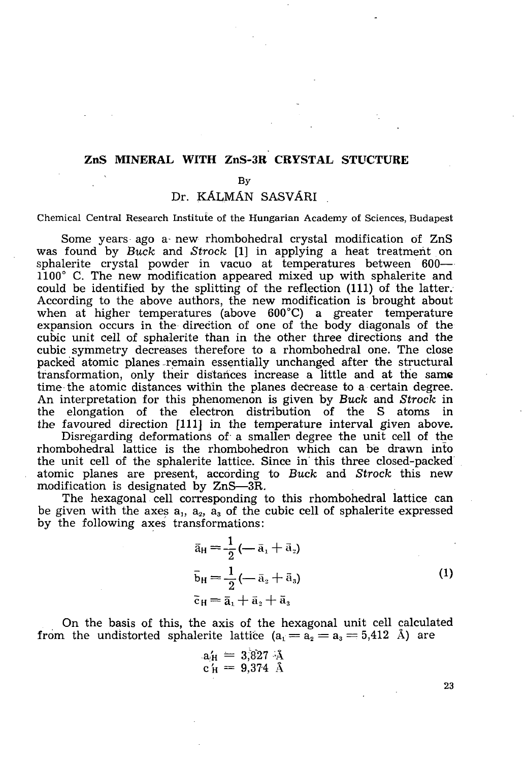# ZnS MINERAL WITH ZnS-3R CRYSTAL STUCTURE

By

Dr. KÁLMÁN SASVÁRI

Chemical Central Research Institute of the Hungarian Academy of Sciences, Budapest

Some years ago a new rhombohedral crystal modification of ZnS was found by *Buck* and *Strock* [1] in applying a heat treatment on sphalerite crystal powder in vacuo at temperatures between 600—1100° C. The new modification appeared mixed up with sphalerite and could be identified by the splitting of the reflection (111) of the latter. According to the above authors, the new modification is brought about when at higher temperatures (above 600°C) a greater temperature expansion occurs in the direction of one of the body diagonals of the cubic unit cell of sphalerite than in the other three directions and the cubic symmetry decreases therefore to a rhombohedral one. The close packed atomic planes remain essentially unchanged after the structural transformation, only their distances increase a little and at the same time the atomic distances within the planes decrease to a certain degree. An interpretation for this phenomenon is given by *Buck* and *Strock* in the elongation of the electron distribution of the S atoms in the favoured direction [111] in the temperature interval given above.

Disregarding deformations of a smaller degree the unit cell of the rhombohedral lattice is the rhombohedron which can be drawn into the unit cell of the sphalerite lattice. Since in this three closed-packed atomic planes are present, according to *Buck* and *Strock* this new modification is designated by ZnS—3R.

The hexagonal cell corresponding to this rhombohedral lattice can be given with the axes $a_1$, $a_2$, $a_3$ of the cubic cell of sphalerite expressed by the following axes transformations:

$$\bar{a}_H = \frac{1}{2}(-\bar{a}_1 + \bar{a}_2)$$
$$\bar{b}_H = \frac{1}{2}(-\bar{a}_2 + \bar{a}_3) \tag{1}$$
$$\bar{c}_H = \bar{a}_1 + \bar{a}_2 + \bar{a}_3$$

On the basis of this, the axis of the hexagonal unit cell calculated from the undistorted sphalerite lattice ($a_1 = a_2 = a_3 = 5{,}412$ Å) are

$$a'_H = 3{,}827 \text{ Å}$$
$$c'_H = 9{,}374 \text{ Å}$$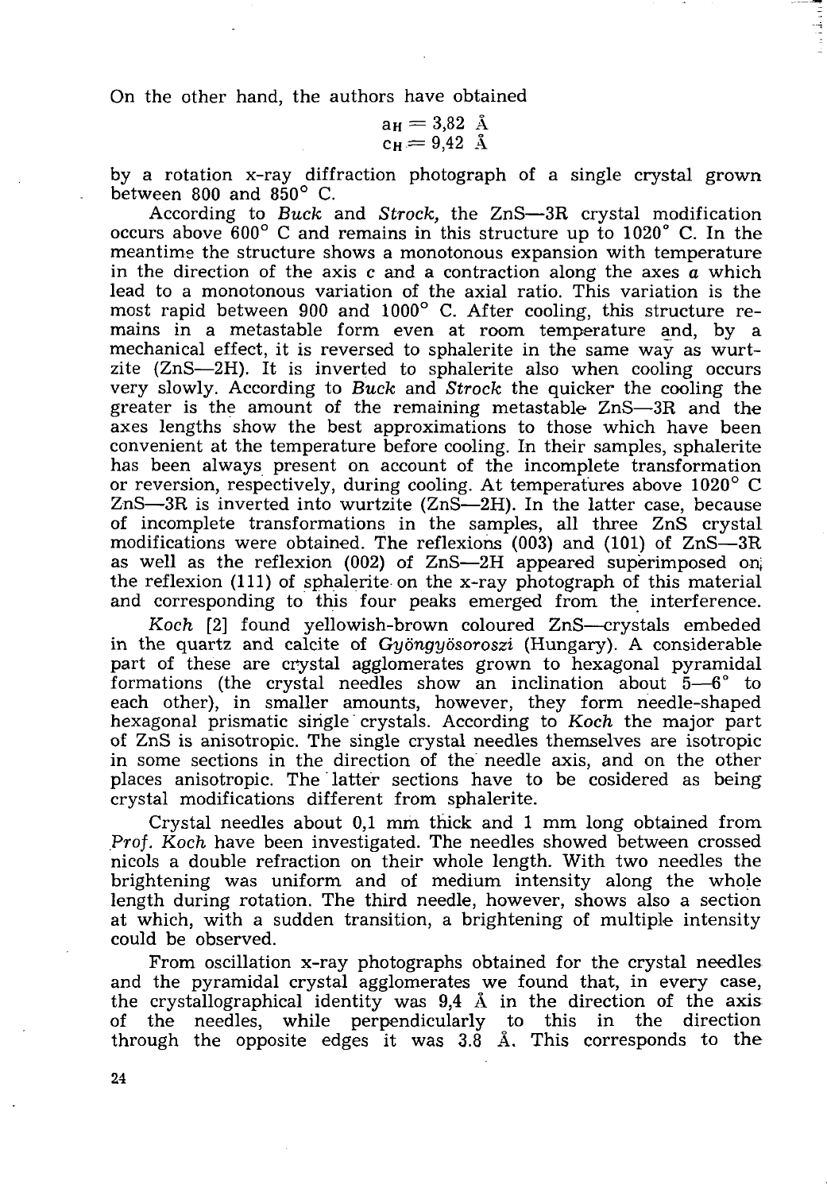On the other hand, the authors have obtained

$$a_H = 3{,}82 \text{ Å}$$
$$c_H = 9{,}42 \text{ Å}$$

by a rotation x-ray diffraction photograph of a single crystal grown between 800 and 850° C.

According to *Buck* and *Strock*, the ZnS—3R crystal modification occurs above 600° C and remains in this structure up to 1020° C. In the meantime the structure shows a monotonous expansion with temperature in the direction of the axis *c* and a contraction along the axes *a* which lead to a monotonous variation of the axial ratio. This variation is the most rapid between 900 and 1000° C. After cooling, this structure remains in a metastable form even at room temperature and, by a mechanical effect, it is reversed to sphalerite in the same way as wurtzite (ZnS—2H). It is inverted to sphalerite also when cooling occurs very slowly. According to *Buck* and *Strock* the quicker the cooling the greater is the amount of the remaining metastable ZnS—3R and the axes lengths show the best approximations to those which have been convenient at the temperature before cooling. In their samples, sphalerite has been always present on account of the incomplete transformation or reversion, respectively, during cooling. At temperatures above 1020° C ZnS—3R is inverted into wurtzite (ZnS—2H). In the latter case, because of incomplete transformations in the samples, all three ZnS crystal modifications were obtained. The reflexions (003) and (101) of ZnS—3R as well as the reflexion (002) of ZnS—2H appeared superimposed on the reflexion (111) of sphalerite on the x-ray photograph of this material and corresponding to this four peaks emerged from the interference.

*Koch* [2] found yellowish-brown coloured ZnS—crystals embeded in the quartz and calcite of *Gyöngyösoroszi* (Hungary). A considerable part of these are crystal agglomerates grown to hexagonal pyramidal formations (the crystal needles show an inclination about 5—6° to each other), in smaller amounts, however, they form needle-shaped hexagonal prismatic single crystals. According to *Koch* the major part of ZnS is anisotropic. The single crystal needles themselves are isotropic in some sections in the direction of the needle axis, and on the other places anisotropic. The latter sections have to be cosidered as being crystal modifications different from sphalerite.

Crystal needles about 0,1 mm thick and 1 mm long obtained from *Prof. Koch* have been investigated. The needles showed between crossed nicols a double refraction on their whole length. With two needles the brightening was uniform and of medium intensity along the whole length during rotation. The third needle, however, shows also a section at which, with a sudden transition, a brightening of multiple intensity could be observed.

From oscillation x-ray photographs obtained for the crystal needles and the pyramidal crystal agglomerates we found that, in every case, the crystallographical identity was 9,4 Å in the direction of the axis of the needles, while perpendicularly to this in the direction through the opposite edges it was 3.8 Å. This corresponds to the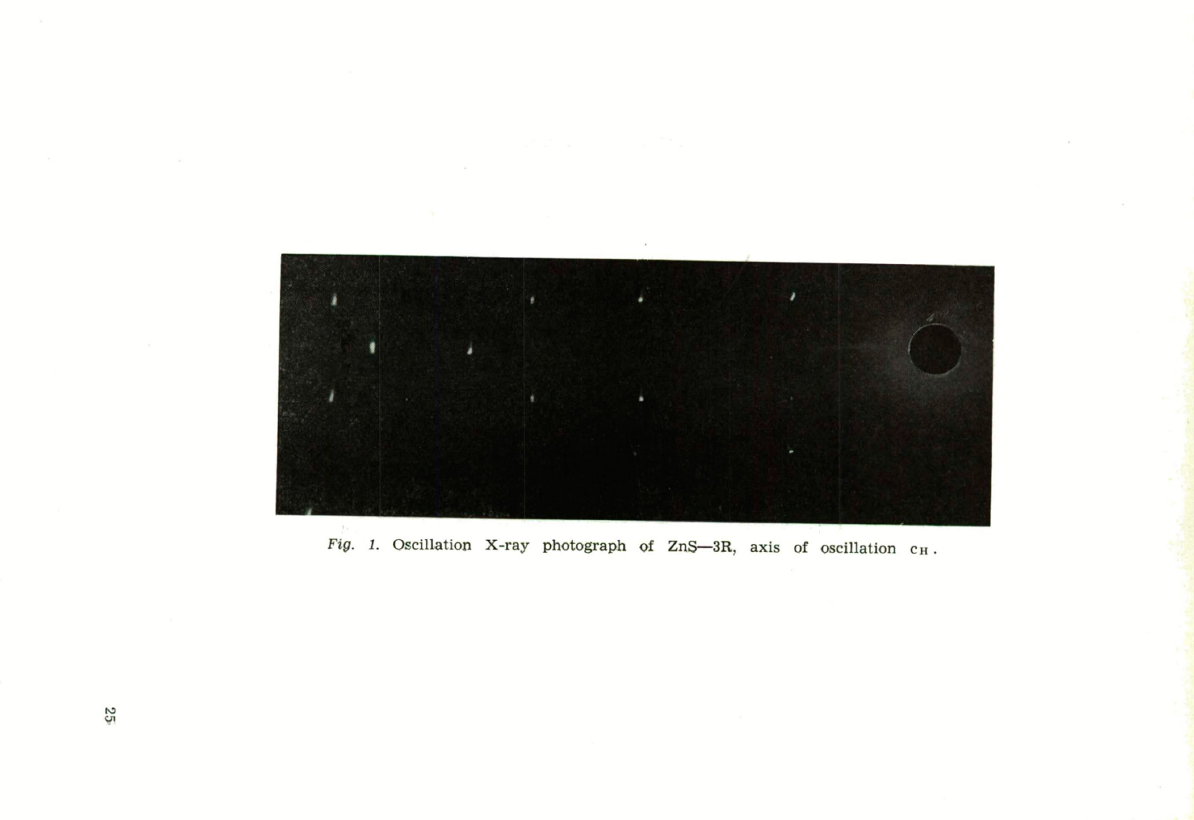*Fig. 1.* Oscillation X-ray photograph of ZnS—3R, axis of oscillation $c_H$.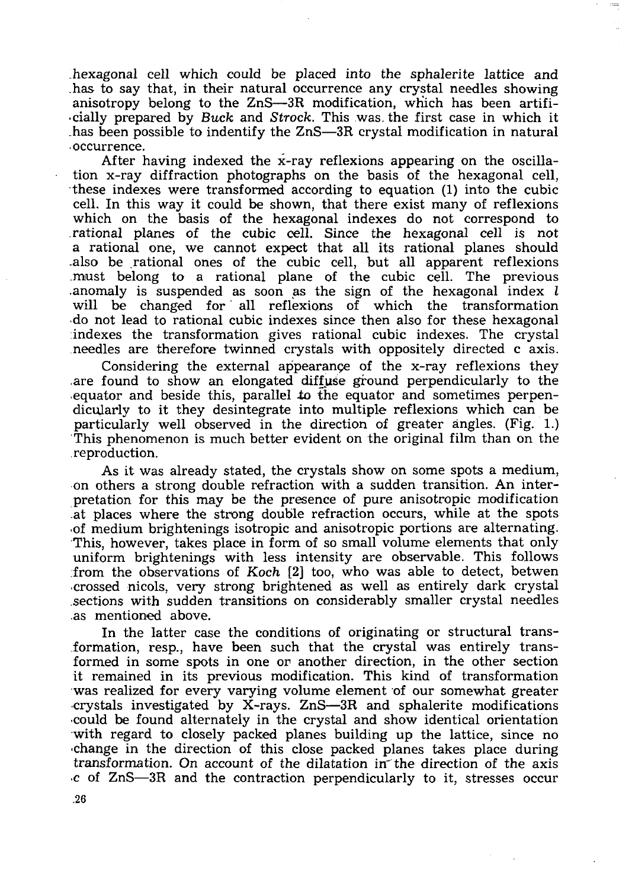hexagonal cell which could be placed into the sphalerite lattice and has to say that, in their natural occurrence any crystal needles showing anisotropy belong to the ZnS—3R modification, which has been artificially prepared by *Buck* and *Strock*. This was the first case in which it has been possible to indentify the ZnS—3R crystal modification in natural occurrence.

After having indexed the x-ray reflexions appearing on the oscillation x-ray diffraction photographs on the basis of the hexagonal cell, these indexes were transformed according to equation (1) into the cubic cell. In this way it could be shown, that there exist many of reflexions which on the basis of the hexagonal indexes do not correspond to rational planes of the cubic cell. Since the hexagonal cell is not a rational one, we cannot expect that all its rational planes should also be rational ones of the cubic cell, but all apparent reflexions must belong to a rational plane of the cubic cell. The previous anomaly is suspended as soon as the sign of the hexagonal index $l$ will be changed for all reflexions of which the transformation do not lead to rational cubic indexes since then also for these hexagonal indexes the transformation gives rational cubic indexes. The crystal needles are therefore twinned crystals with oppositely directed c axis.

Considering the external appearance of the x-ray reflexions they are found to show an elongated diffuse ground perpendicularly to the equator and beside this, parallel to the equator and sometimes perpendicularly to it they desintegrate into multiple reflexions which can be particularly well observed in the direction of greater angles. (Fig. 1.) This phenomenon is much better evident on the original film than on the reproduction.

As it was already stated, the crystals show on some spots a medium, on others a strong double refraction with a sudden transition. An interpretation for this may be the presence of pure anisotropic modification at places where the strong double refraction occurs, while at the spots of medium brightenings isotropic and anisotropic portions are alternating. This, however, takes place in form of so small volume elements that only uniform brightenings with less intensity are observable. This follows from the observations of *Koch* [2] too, who was able to detect, betwen crossed nicols, very strong brightened as well as entirely dark crystal sections with sudden transitions on considerably smaller crystal needles as mentioned above.

In the latter case the conditions of originating or structural transformation, resp., have been such that the crystal was entirely transformed in some spots in one or another direction, in the other section it remained in its previous modification. This kind of transformation was realized for every varying volume element of our somewhat greater crystals investigated by X-rays. ZnS—3R and sphalerite modifications could be found alternately in the crystal and show identical orientation with regard to closely packed planes building up the lattice, since no change in the direction of this close packed planes takes place during transformation. On account of the dilatation in the direction of the axis c of ZnS—3R and the contraction perpendicularly to it, stresses occur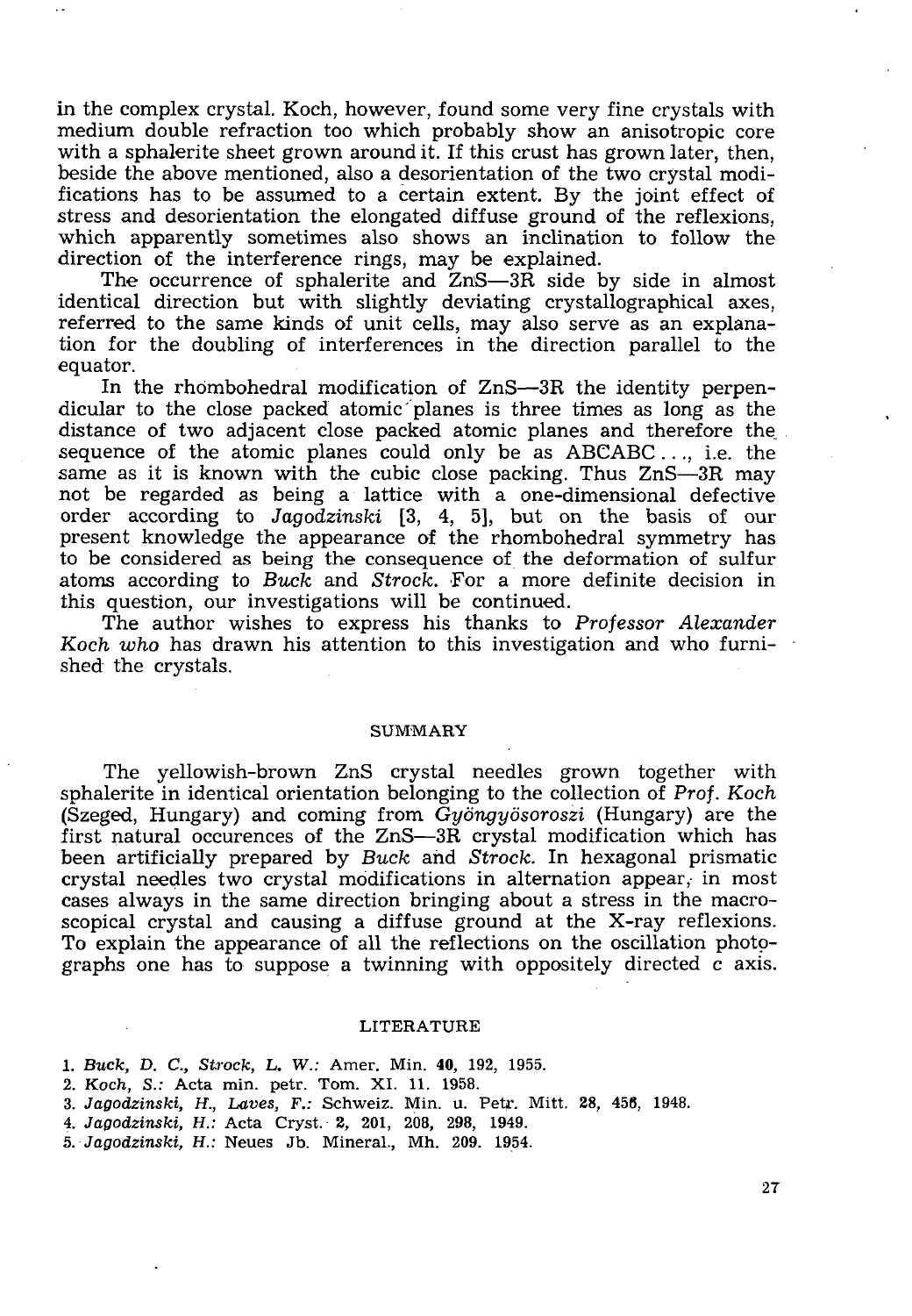in the complex crystal. Koch, however, found some very fine crystals with medium double refraction too which probably show an anisotropic core with a sphalerite sheet grown around it. If this crust has grown later, then, beside the above mentioned, also a desorientation of the two crystal modifications has to be assumed to a certain extent. By the joint effect of stress and desorientation the elongated diffuse ground of the reflexions, which apparently sometimes also shows an inclination to follow the direction of the interference rings, may be explained.

The occurrence of sphalerite and ZnS—3R side by side in almost identical direction but with slightly deviating crystallographical axes, referred to the same kinds of unit cells, may also serve as an explanation for the doubling of interferences in the direction parallel to the equator.

In the rhombohedral modification of ZnS—3R the identity perpendicular to the close packed atomic planes is three times as long as the distance of two adjacent close packed atomic planes and therefore the sequence of the atomic planes could only be as ABCABC..., i.e. the same as it is known with the cubic close packing. Thus ZnS—3R may not be regarded as being a lattice with a one-dimensional defective order according to *Jagodzinski* [3, 4, 5], but on the basis of our present knowledge the appearance of the rhombohedral symmetry has to be considered as being the consequence of the deformation of sulfur atoms according to *Buck* and *Strock*. For a more definite decision in this question, our investigations will be continued.

The author wishes to express his thanks to *Professor Alexander Koch who* has drawn his attention to this investigation and who furnished the crystals.

## SUMMARY

The yellowish-brown ZnS crystal needles grown together with sphalerite in identical orientation belonging to the collection of *Prof. Koch* (Szeged, Hungary) and coming from *Gyöngyösoroszi* (Hungary) are the first natural occurences of the ZnS—3R crystal modification which has been artificially prepared by *Buck* and *Strock*. In hexagonal prismatic crystal needles two crystal modifications in alternation appear, in most cases always in the same direction bringing about a stress in the macroscopical crystal and causing a diffuse ground at the X-ray reflexions. To explain the appearance of all the reflections on the oscillation photographs one has to suppose a twinning with oppositely directed $c$ axis.

## LITERATURE

1. *Buck, D. C., Strock, L. W.:* Amer. Min. **40**, 192, 1955.
2. *Koch, S.:* Acta min. petr. Tom. XI. 11. 1958.
3. *Jagodzinski, H., Laves, F.:* Schweiz. Min. u. Petr. Mitt. **28**, 456, 1948.
4. *Jagodzinski, H.:* Acta Cryst. **2**, 201, 208, 298, 1949.
5. *Jagodzinski, H.:* Neues Jb. Mineral., Mh. 209. 1954.